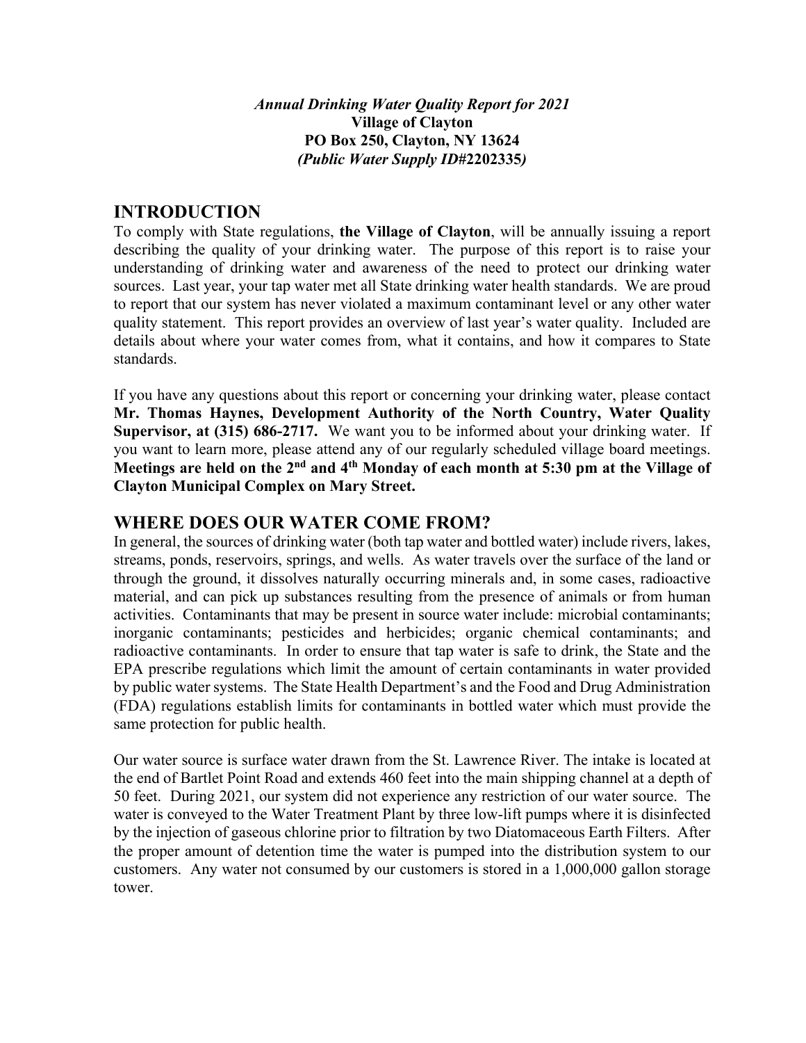***Annual Drinking Water Quality Report for 2021***
**Village of Clayton**
**PO Box 250, Clayton, NY 13624**
***(Public Water Supply ID#*2202335*)***

## INTRODUCTION

To comply with State regulations, **the Village of Clayton**, will be annually issuing a report describing the quality of your drinking water. The purpose of this report is to raise your understanding of drinking water and awareness of the need to protect our drinking water sources. Last year, your tap water met all State drinking water health standards. We are proud to report that our system has never violated a maximum contaminant level or any other water quality statement. This report provides an overview of last year's water quality. Included are details about where your water comes from, what it contains, and how it compares to State standards.

If you have any questions about this report or concerning your drinking water, please contact **Mr. Thomas Haynes, Development Authority of the North Country, Water Quality Supervisor, at (315) 686-2717.** We want you to be informed about your drinking water. If you want to learn more, please attend any of our regularly scheduled village board meetings. **Meetings are held on the 2nd and 4th Monday of each month at 5:30 pm at the Village of Clayton Municipal Complex on Mary Street.**

## WHERE DOES OUR WATER COME FROM?

In general, the sources of drinking water (both tap water and bottled water) include rivers, lakes, streams, ponds, reservoirs, springs, and wells. As water travels over the surface of the land or through the ground, it dissolves naturally occurring minerals and, in some cases, radioactive material, and can pick up substances resulting from the presence of animals or from human activities. Contaminants that may be present in source water include: microbial contaminants; inorganic contaminants; pesticides and herbicides; organic chemical contaminants; and radioactive contaminants. In order to ensure that tap water is safe to drink, the State and the EPA prescribe regulations which limit the amount of certain contaminants in water provided by public water systems. The State Health Department's and the Food and Drug Administration (FDA) regulations establish limits for contaminants in bottled water which must provide the same protection for public health.

Our water source is surface water drawn from the St. Lawrence River. The intake is located at the end of Bartlet Point Road and extends 460 feet into the main shipping channel at a depth of 50 feet. During 2021, our system did not experience any restriction of our water source. The water is conveyed to the Water Treatment Plant by three low-lift pumps where it is disinfected by the injection of gaseous chlorine prior to filtration by two Diatomaceous Earth Filters. After the proper amount of detention time the water is pumped into the distribution system to our customers. Any water not consumed by our customers is stored in a 1,000,000 gallon storage tower.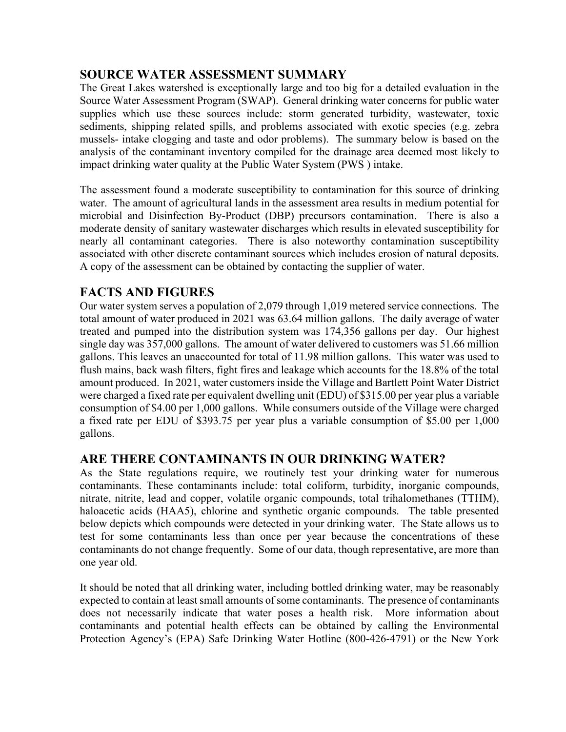## SOURCE WATER ASSESSMENT SUMMARY

The Great Lakes watershed is exceptionally large and too big for a detailed evaluation in the Source Water Assessment Program (SWAP). General drinking water concerns for public water supplies which use these sources include: storm generated turbidity, wastewater, toxic sediments, shipping related spills, and problems associated with exotic species (e.g. zebra mussels- intake clogging and taste and odor problems). The summary below is based on the analysis of the contaminant inventory compiled for the drainage area deemed most likely to impact drinking water quality at the Public Water System (PWS ) intake.

The assessment found a moderate susceptibility to contamination for this source of drinking water. The amount of agricultural lands in the assessment area results in medium potential for microbial and Disinfection By-Product (DBP) precursors contamination. There is also a moderate density of sanitary wastewater discharges which results in elevated susceptibility for nearly all contaminant categories. There is also noteworthy contamination susceptibility associated with other discrete contaminant sources which includes erosion of natural deposits. A copy of the assessment can be obtained by contacting the supplier of water.

## FACTS AND FIGURES

Our water system serves a population of 2,079 through 1,019 metered service connections. The total amount of water produced in 2021 was 63.64 million gallons. The daily average of water treated and pumped into the distribution system was 174,356 gallons per day. Our highest single day was 357,000 gallons. The amount of water delivered to customers was 51.66 million gallons. This leaves an unaccounted for total of 11.98 million gallons. This water was used to flush mains, back wash filters, fight fires and leakage which accounts for the 18.8% of the total amount produced. In 2021, water customers inside the Village and Bartlett Point Water District were charged a fixed rate per equivalent dwelling unit (EDU) of $315.00 per year plus a variable consumption of $4.00 per 1,000 gallons. While consumers outside of the Village were charged a fixed rate per EDU of $393.75 per year plus a variable consumption of $5.00 per 1,000 gallons.

## ARE THERE CONTAMINANTS IN OUR DRINKING WATER?

As the State regulations require, we routinely test your drinking water for numerous contaminants. These contaminants include: total coliform, turbidity, inorganic compounds, nitrate, nitrite, lead and copper, volatile organic compounds, total trihalomethanes (TTHM), haloacetic acids (HAA5), chlorine and synthetic organic compounds. The table presented below depicts which compounds were detected in your drinking water. The State allows us to test for some contaminants less than once per year because the concentrations of these contaminants do not change frequently. Some of our data, though representative, are more than one year old.

It should be noted that all drinking water, including bottled drinking water, may be reasonably expected to contain at least small amounts of some contaminants. The presence of contaminants does not necessarily indicate that water poses a health risk. More information about contaminants and potential health effects can be obtained by calling the Environmental Protection Agency's (EPA) Safe Drinking Water Hotline (800-426-4791) or the New York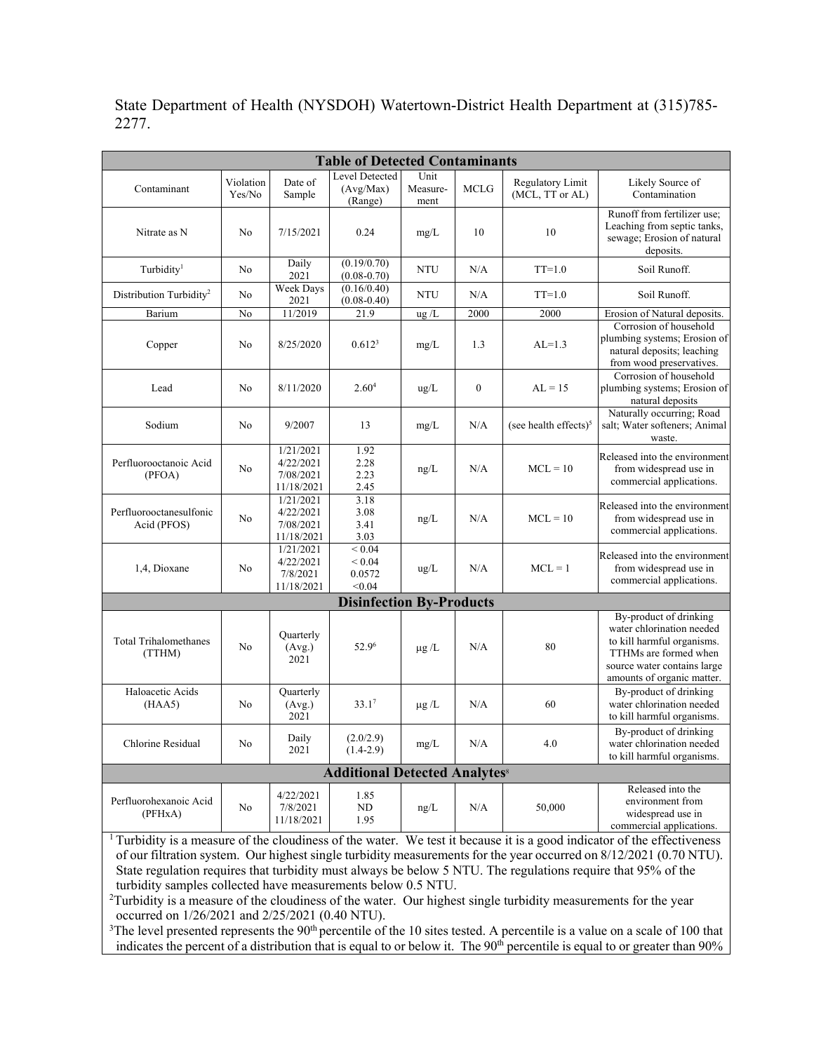State Department of Health (NYSDOH) Watertown-District Health Department at (315)785-2277.

| Table of Detected Contaminants | | | | | | | |
|---|---|---|---|---|---|---|---|
| Contaminant | Violation Yes/No | Date of Sample | Level Detected (Avg/Max) (Range) | Unit Measure-ment | MCLG | Regulatory Limit (MCL, TT or AL) | Likely Source of Contamination |
| Nitrate as N | No | 7/15/2021 | 0.24 | mg/L | 10 | 10 | Runoff from fertilizer use; Leaching from septic tanks, sewage; Erosion of natural deposits. |
| Turbidity[1] | No | Daily 2021 | (0.19/0.70) (0.08-0.70) | NTU | N/A | TT=1.0 | Soil Runoff. |
| Distribution Turbidity[2] | No | Week Days 2021 | (0.16/0.40) (0.08-0.40) | NTU | N/A | TT=1.0 | Soil Runoff. |
| Barium | No | 11/2019 | 21.9 | ug /L | 2000 | 2000 | Erosion of Natural deposits. |
| Copper | No | 8/25/2020 | 0.612[3] | mg/L | 1.3 | AL=1.3 | Corrosion of household plumbing systems; Erosion of natural deposits; leaching from wood preservatives. |
| Lead | No | 8/11/2020 | 2.60[4] | ug/L | 0 | AL = 15 | Corrosion of household plumbing systems; Erosion of natural deposits |
| Sodium | No | 9/2007 | 13 | mg/L | N/A | (see health effects)[5] | Naturally occurring; Road salt; Water softeners; Animal waste. |
| Perfluorooctanoic Acid (PFOA) | No | 1/21/2021 4/22/2021 7/08/2021 11/18/2021 | 1.92 2.28 2.23 2.45 | ng/L | N/A | MCL = 10 | Released into the environment from widespread use in commercial applications. |
| Perfluorooctanesulfonic Acid (PFOS) | No | 1/21/2021 4/22/2021 7/08/2021 11/18/2021 | 3.18 3.08 3.41 3.03 | ng/L | N/A | MCL = 10 | Released into the environment from widespread use in commercial applications. |
| 1,4, Dioxane | No | 1/21/2021 4/22/2021 7/8/2021 11/18/2021 | < 0.04 < 0.04 0.0572 <0.04 | ug/L | N/A | MCL = 1 | Released into the environment from widespread use in commercial applications. |
| **Disinfection By-Products** | | | | | | | |
| Total Trihalomethanes (TTHM) | No | Quarterly (Avg.) 2021 | 52.9[6] | μg /L | N/A | 80 | By-product of drinking water chlorination needed to kill harmful organisms. TTHMs are formed when source water contains large amounts of organic matter. |
| Haloacetic Acids (HAA5) | No | Quarterly (Avg.) 2021 | 33.1[7] | μg /L | N/A | 60 | By-product of drinking water chlorination needed to kill harmful organisms. |
| Chlorine Residual | No | Daily 2021 | (2.0/2.9) (1.4-2.9) | mg/L | N/A | 4.0 | By-product of drinking water chlorination needed to kill harmful organisms. |
| **Additional Detected Analytes[8]** | | | | | | | |
| Perfluorohexanoic Acid (PFHxA) | No | 4/22/2021 7/8/2021 11/18/2021 | 1.85 ND 1.95 | ng/L | N/A | 50,000 | Released into the environment from widespread use in commercial applications. |

[1] Turbidity is a measure of the cloudiness of the water. We test it because it is a good indicator of the effectiveness of our filtration system. Our highest single turbidity measurements for the year occurred on 8/12/2021 (0.70 NTU). State regulation requires that turbidity must always be below 5 NTU. The regulations require that 95% of the turbidity samples collected have measurements below 0.5 NTU.

[2] Turbidity is a measure of the cloudiness of the water. Our highest single turbidity measurements for the year occurred on 1/26/2021 and 2/25/2021 (0.40 NTU).

[3] The level presented represents the 90th percentile of the 10 sites tested. A percentile is a value on a scale of 100 that indicates the percent of a distribution that is equal to or below it. The 90th percentile is equal to or greater than 90%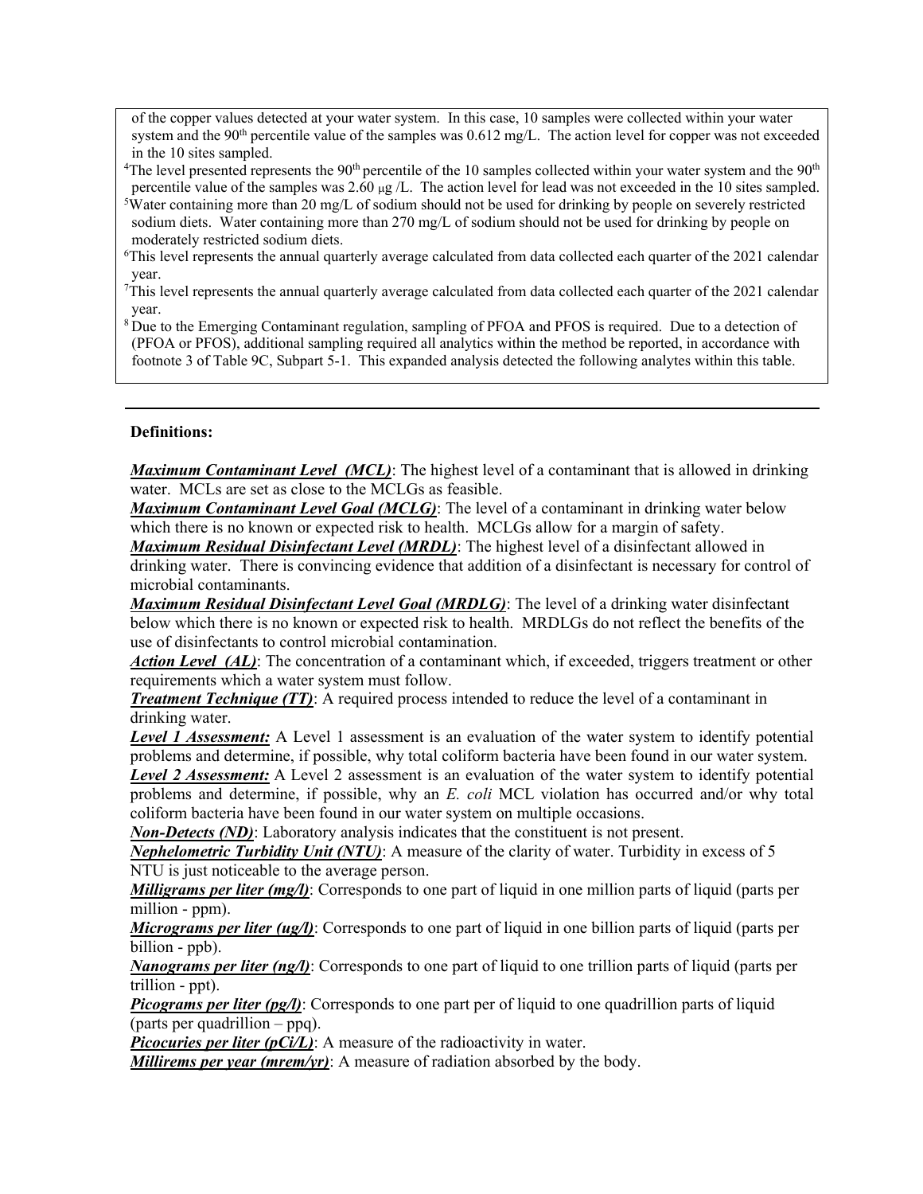of the copper values detected at your water system. In this case, 10 samples were collected within your water system and the 90th percentile value of the samples was 0.612 mg/L. The action level for copper was not exceeded in the 10 sites sampled.

[4]The level presented represents the 90th percentile of the 10 samples collected within your water system and the 90th percentile value of the samples was 2.60 μg /L. The action level for lead was not exceeded in the 10 sites sampled.

[5]Water containing more than 20 mg/L of sodium should not be used for drinking by people on severely restricted sodium diets. Water containing more than 270 mg/L of sodium should not be used for drinking by people on moderately restricted sodium diets.

[6]This level represents the annual quarterly average calculated from data collected each quarter of the 2021 calendar year.

[7]This level represents the annual quarterly average calculated from data collected each quarter of the 2021 calendar year.

[8] Due to the Emerging Contaminant regulation, sampling of PFOA and PFOS is required. Due to a detection of (PFOA or PFOS), additional sampling required all analytics within the method be reported, in accordance with footnote 3 of Table 9C, Subpart 5-1. This expanded analysis detected the following analytes within this table.

---

**Definitions:**

***Maximum Contaminant Level (MCL)***: The highest level of a contaminant that is allowed in drinking water. MCLs are set as close to the MCLGs as feasible.

***Maximum Contaminant Level Goal (MCLG)***: The level of a contaminant in drinking water below which there is no known or expected risk to health. MCLGs allow for a margin of safety.

***Maximum Residual Disinfectant Level (MRDL)***: The highest level of a disinfectant allowed in drinking water. There is convincing evidence that addition of a disinfectant is necessary for control of microbial contaminants.

***Maximum Residual Disinfectant Level Goal (MRDLG)***: The level of a drinking water disinfectant below which there is no known or expected risk to health. MRDLGs do not reflect the benefits of the use of disinfectants to control microbial contamination.

***Action Level (AL)***: The concentration of a contaminant which, if exceeded, triggers treatment or other requirements which a water system must follow.

***Treatment Technique (TT)***: A required process intended to reduce the level of a contaminant in drinking water.

***Level 1 Assessment:*** A Level 1 assessment is an evaluation of the water system to identify potential problems and determine, if possible, why total coliform bacteria have been found in our water system.

***Level 2 Assessment:*** A Level 2 assessment is an evaluation of the water system to identify potential problems and determine, if possible, why an *E. coli* MCL violation has occurred and/or why total coliform bacteria have been found in our water system on multiple occasions.

***Non-Detects (ND)***: Laboratory analysis indicates that the constituent is not present.

***Nephelometric Turbidity Unit (NTU)***: A measure of the clarity of water. Turbidity in excess of 5 NTU is just noticeable to the average person.

***Milligrams per liter (mg/l)***: Corresponds to one part of liquid in one million parts of liquid (parts per million - ppm).

***Micrograms per liter (ug/l)***: Corresponds to one part of liquid in one billion parts of liquid (parts per billion - ppb).

***Nanograms per liter (ng/l)***: Corresponds to one part of liquid to one trillion parts of liquid (parts per trillion - ppt).

***Picograms per liter (pg/l)***: Corresponds to one part per of liquid to one quadrillion parts of liquid (parts per quadrillion – ppq).

***Picocuries per liter (pCi/L)***: A measure of the radioactivity in water.

***Millirems per year (mrem/yr)***: A measure of radiation absorbed by the body.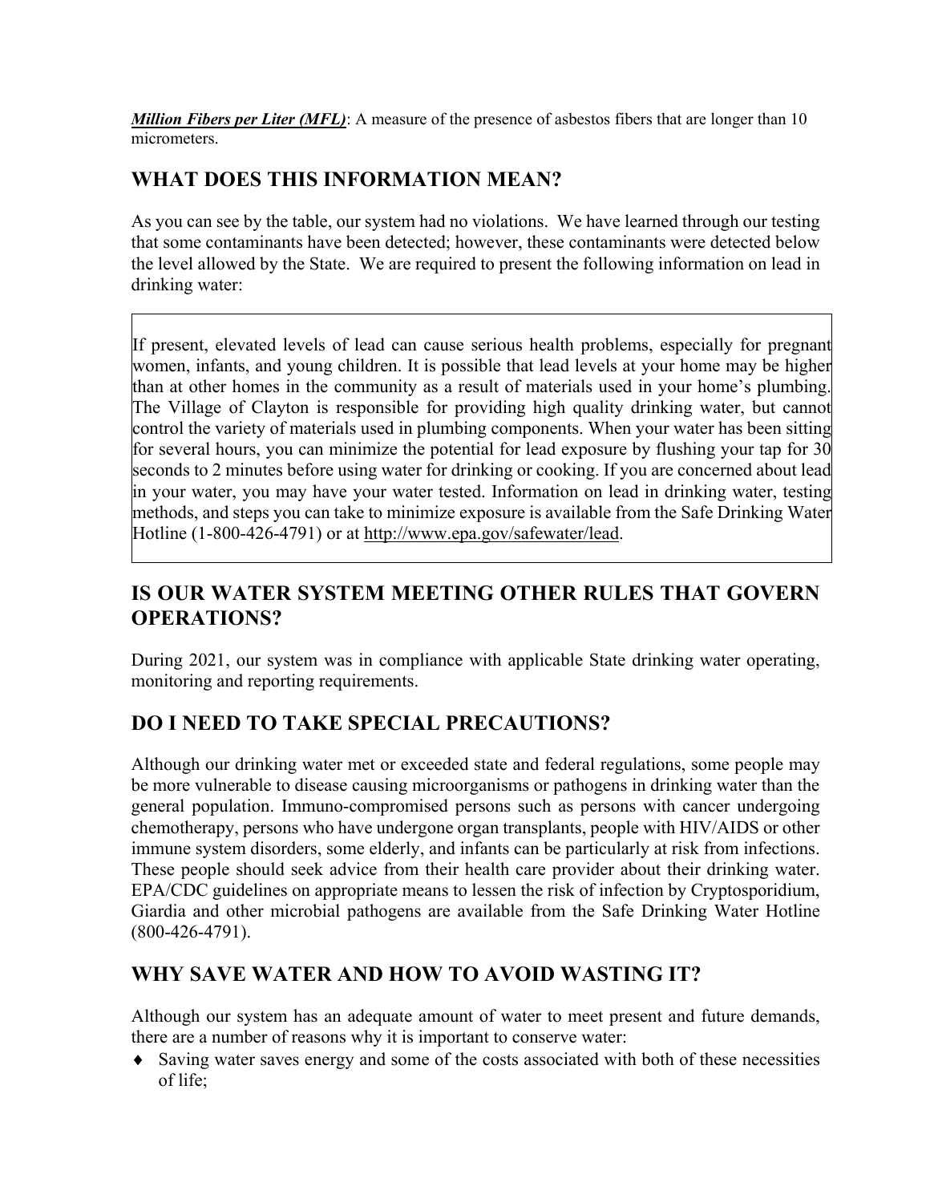***Million Fibers per Liter (MFL)***: A measure of the presence of asbestos fibers that are longer than 10 micrometers.

## WHAT DOES THIS INFORMATION MEAN?

As you can see by the table, our system had no violations. We have learned through our testing that some contaminants have been detected; however, these contaminants were detected below the level allowed by the State. We are required to present the following information on lead in drinking water:

> If present, elevated levels of lead can cause serious health problems, especially for pregnant women, infants, and young children. It is possible that lead levels at your home may be higher than at other homes in the community as a result of materials used in your home's plumbing. The Village of Clayton is responsible for providing high quality drinking water, but cannot control the variety of materials used in plumbing components. When your water has been sitting for several hours, you can minimize the potential for lead exposure by flushing your tap for 30 seconds to 2 minutes before using water for drinking or cooking. If you are concerned about lead in your water, you may have your water tested. Information on lead in drinking water, testing methods, and steps you can take to minimize exposure is available from the Safe Drinking Water Hotline (1-800-426-4791) or at http://www.epa.gov/safewater/lead.

## IS OUR WATER SYSTEM MEETING OTHER RULES THAT GOVERN OPERATIONS?

During 2021, our system was in compliance with applicable State drinking water operating, monitoring and reporting requirements.

## DO I NEED TO TAKE SPECIAL PRECAUTIONS?

Although our drinking water met or exceeded state and federal regulations, some people may be more vulnerable to disease causing microorganisms or pathogens in drinking water than the general population. Immuno-compromised persons such as persons with cancer undergoing chemotherapy, persons who have undergone organ transplants, people with HIV/AIDS or other immune system disorders, some elderly, and infants can be particularly at risk from infections. These people should seek advice from their health care provider about their drinking water. EPA/CDC guidelines on appropriate means to lessen the risk of infection by Cryptosporidium, Giardia and other microbial pathogens are available from the Safe Drinking Water Hotline (800-426-4791).

## WHY SAVE WATER AND HOW TO AVOID WASTING IT?

Although our system has an adequate amount of water to meet present and future demands, there are a number of reasons why it is important to conserve water:

- Saving water saves energy and some of the costs associated with both of these necessities of life;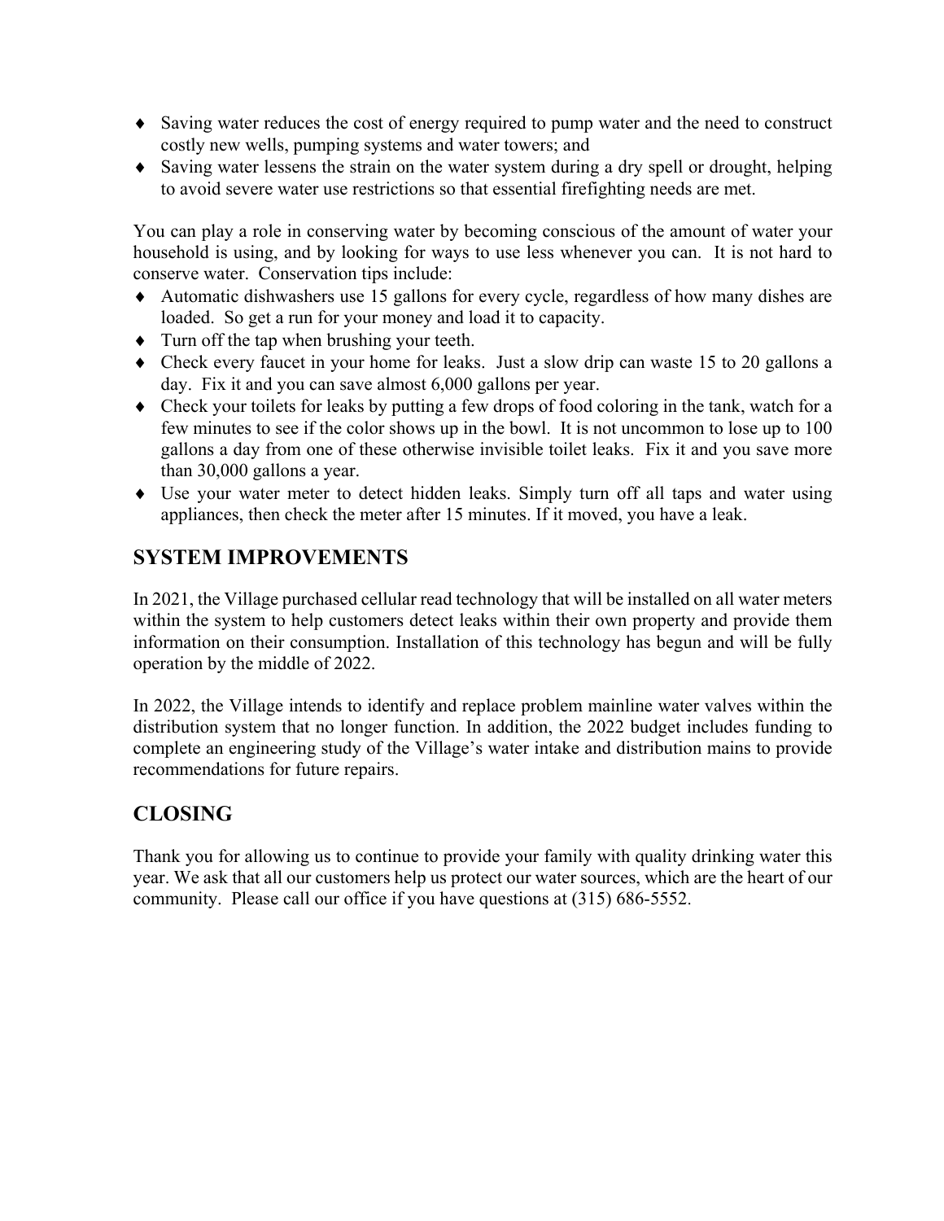- Saving water reduces the cost of energy required to pump water and the need to construct costly new wells, pumping systems and water towers; and
- Saving water lessens the strain on the water system during a dry spell or drought, helping to avoid severe water use restrictions so that essential firefighting needs are met.

You can play a role in conserving water by becoming conscious of the amount of water your household is using, and by looking for ways to use less whenever you can. It is not hard to conserve water. Conservation tips include:

- Automatic dishwashers use 15 gallons for every cycle, regardless of how many dishes are loaded. So get a run for your money and load it to capacity.
- Turn off the tap when brushing your teeth.
- Check every faucet in your home for leaks. Just a slow drip can waste 15 to 20 gallons a day. Fix it and you can save almost 6,000 gallons per year.
- Check your toilets for leaks by putting a few drops of food coloring in the tank, watch for a few minutes to see if the color shows up in the bowl. It is not uncommon to lose up to 100 gallons a day from one of these otherwise invisible toilet leaks. Fix it and you save more than 30,000 gallons a year.
- Use your water meter to detect hidden leaks. Simply turn off all taps and water using appliances, then check the meter after 15 minutes. If it moved, you have a leak.

## SYSTEM IMPROVEMENTS

In 2021, the Village purchased cellular read technology that will be installed on all water meters within the system to help customers detect leaks within their own property and provide them information on their consumption. Installation of this technology has begun and will be fully operation by the middle of 2022.

In 2022, the Village intends to identify and replace problem mainline water valves within the distribution system that no longer function. In addition, the 2022 budget includes funding to complete an engineering study of the Village's water intake and distribution mains to provide recommendations for future repairs.

## CLOSING

Thank you for allowing us to continue to provide your family with quality drinking water this year. We ask that all our customers help us protect our water sources, which are the heart of our community. Please call our office if you have questions at (315) 686-5552.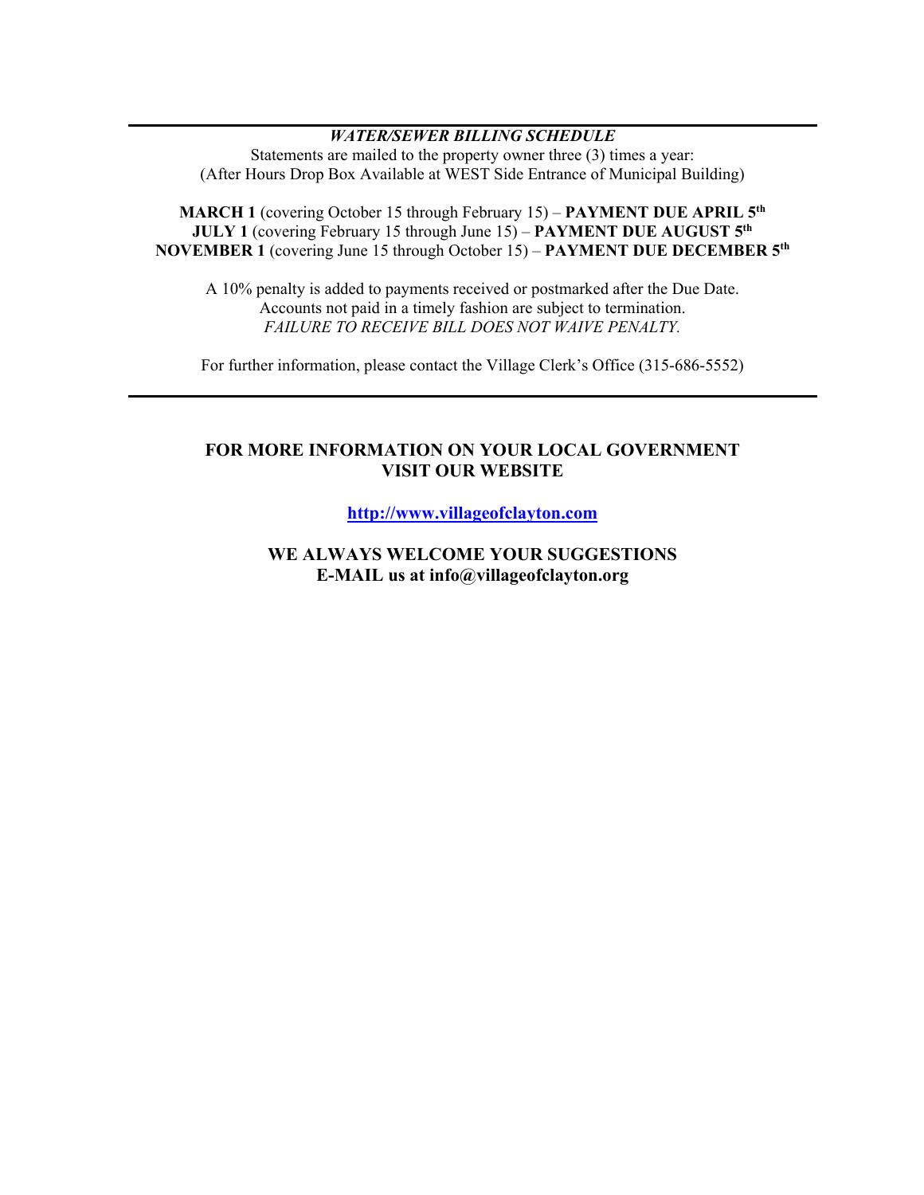---

***WATER/SEWER BILLING SCHEDULE***

Statements are mailed to the property owner three (3) times a year:
(After Hours Drop Box Available at WEST Side Entrance of Municipal Building)

**MARCH 1** (covering October 15 through February 15) – **PAYMENT DUE APRIL 5th**
**JULY 1** (covering February 15 through June 15) – **PAYMENT DUE AUGUST 5th**
**NOVEMBER 1** (covering June 15 through October 15) – **PAYMENT DUE DECEMBER 5th**

A 10% penalty is added to payments received or postmarked after the Due Date.
Accounts not paid in a timely fashion are subject to termination.
*FAILURE TO RECEIVE BILL DOES NOT WAIVE PENALTY.*

For further information, please contact the Village Clerk's Office (315-686-5552)

---

**FOR MORE INFORMATION ON YOUR LOCAL GOVERNMENT VISIT OUR WEBSITE**

**[http://www.villageofclayton.com](http://www.villageofclayton.com)**

**WE ALWAYS WELCOME YOUR SUGGESTIONS**
**E-MAIL us at info@villageofclayton.org**